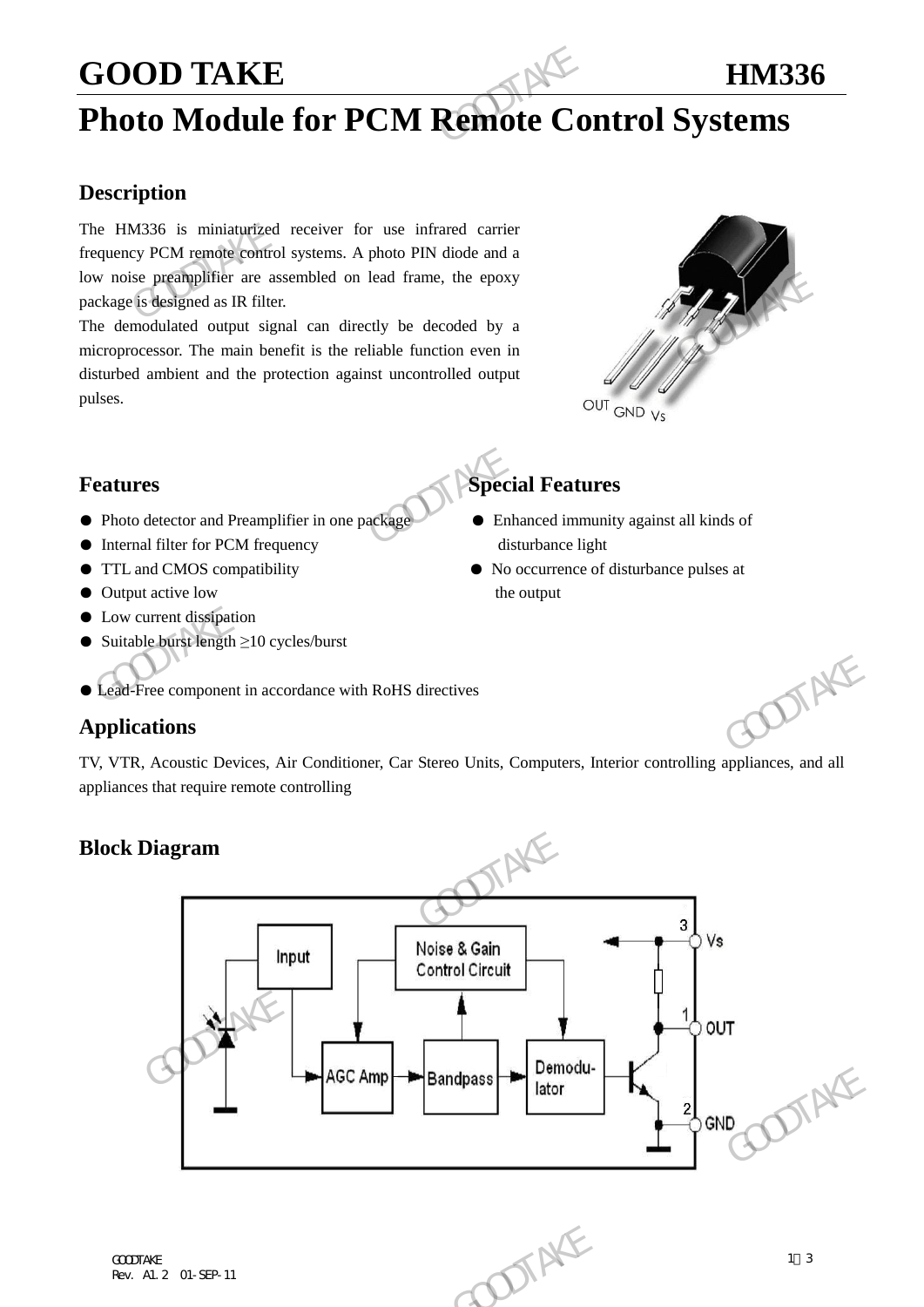# GOOD TAKE HM336

# Photo Module for PCM Remote Control Systems

## Description

The HM336 is miniaturized receiver for use infrared carrier frequency PCM remote control systems. A photo PIN diode and a low noise preamplifier are assembled on lead frame, the epoxy package is designed as IR filter.

The demodulated output signal can directly be decoded by a microprocessor. The main benefit is the reliable function even in disturbed ambient and the protection against uncontrolled output pulses.

OUT GND Vs

## Features

- Photo detector and Preamplifier in one package
- Internal filter for PCM frequency
- TTL and CMOS compatibility
- Output active low
- Low current dissipation
- Suitable burst length ≥10 cycles/burst

- Lead-Free component in accordance with RoHS directives

## Special Features

- Enhanced immunity against all kinds of disturbance light
- No occurrence of disturbance pulses at the output

## Applications

TV, VTR, Acoustic Devices, Air Conditioner, Car Stereo Units, Computers, Interior controlling appliances, and all appliances that require remote controlling

## Block Diagram

Input, Noise & Gain Control Circuit, AGC Amp, Bandpass, Demodu-lator, 3 Vs, 1 OUT, 2 GND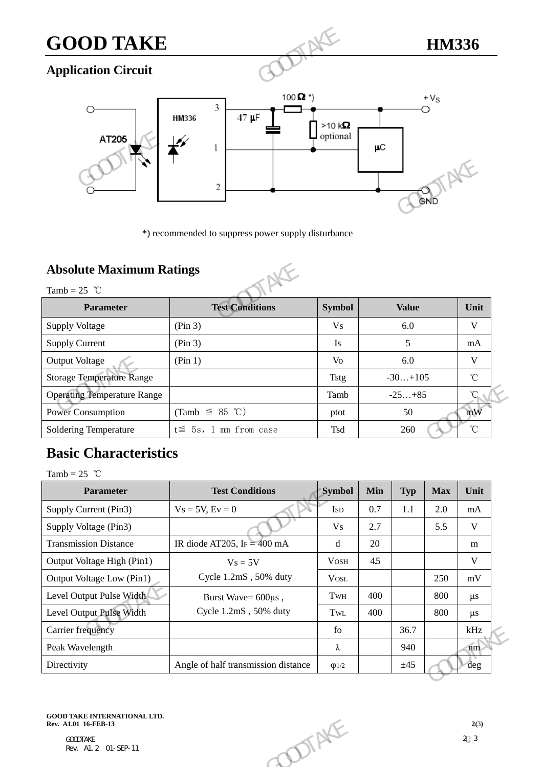## Application Circuit

*) recommended to suppress power supply disturbance

## Absolute Maximum Ratings

Tamb = 25 ℃

| Parameter | Test Conditions | Symbol | Value | Unit |
|---|---|---|---|---|
| Supply Voltage | (Pin 3) | Vs | 6.0 | V |
| Supply Current | (Pin 3) | Is | 5 | mA |
| Output Voltage | (Pin 1) | Vo | 6.0 | V |
| Storage Temperature Range | | Tstg | -30…+105 | ℃ |
| Operating Temperature Range | | Tamb | -25…+85 | ℃ |
| Power Consumption | (Tamb ≦ 85 ℃) | ptot | 50 | mW |
| Soldering Temperature | t≦ 5s, 1 mm from case | Tsd | 260 | ℃ |

## Basic Characteristics

Tamb = 25 ℃

| Parameter | Test Conditions | Symbol | Min | Typ | Max | Unit |
|---|---|---|---|---|---|---|
| Supply Current (Pin3) | Vs = 5V, Ev = 0 | $I_{SD}$ | 0.7 | 1.1 | 2.0 | mA |
| Supply Voltage (Pin3) | | Vs | 2.7 | | 5.5 | V |
| Transmission Distance | IR diode AT205, $I_F$ = 400 mA | d | 20 | | | m |
| Output Voltage High (Pin1) | Vs = 5V<br>Cycle 1.2mS , 50% duty | $V_{OSH}$ | 4.5 | | | V |
| Output Voltage Low (Pin1) | | $V_{OSL}$ | | | 250 | mV |
| Level Output Pulse Width | Burst Wave= 600μs ,<br>Cycle 1.2mS , 50% duty | $T_{WH}$ | 400 | | 800 | μs |
| Level Output Pulse Width | | $T_{WL}$ | 400 | | 800 | μs |
| Carrier frequency | | fo | | 36.7 | | kHz |
| Peak Wavelength | | λ | | 940 | | nm |
| Directivity | Angle of half transmission distance | $\varphi_{1/2}$ | | ±45 | | deg |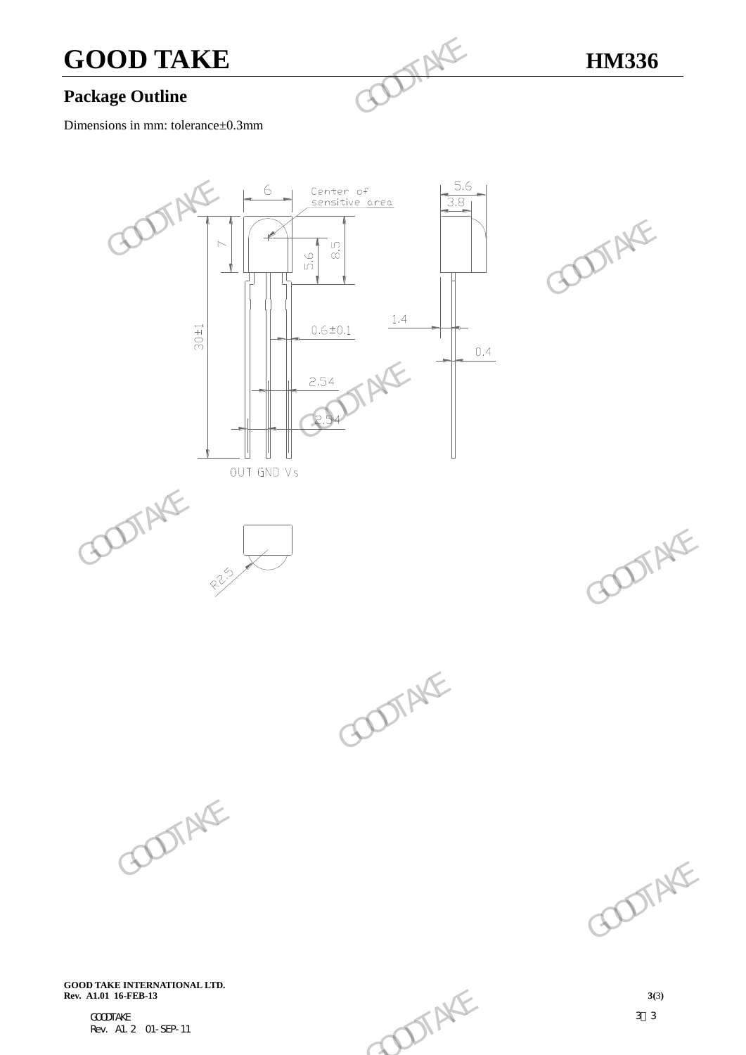## Package Outline

Dimensions in mm: tolerance±0.3mm

6

Center of sensitive area

5.6

3.8

7

5.6

8.5

1.4

30±1

0.6±0.1

0.4

2.54

2.54

OUT GND Vs

R2.5